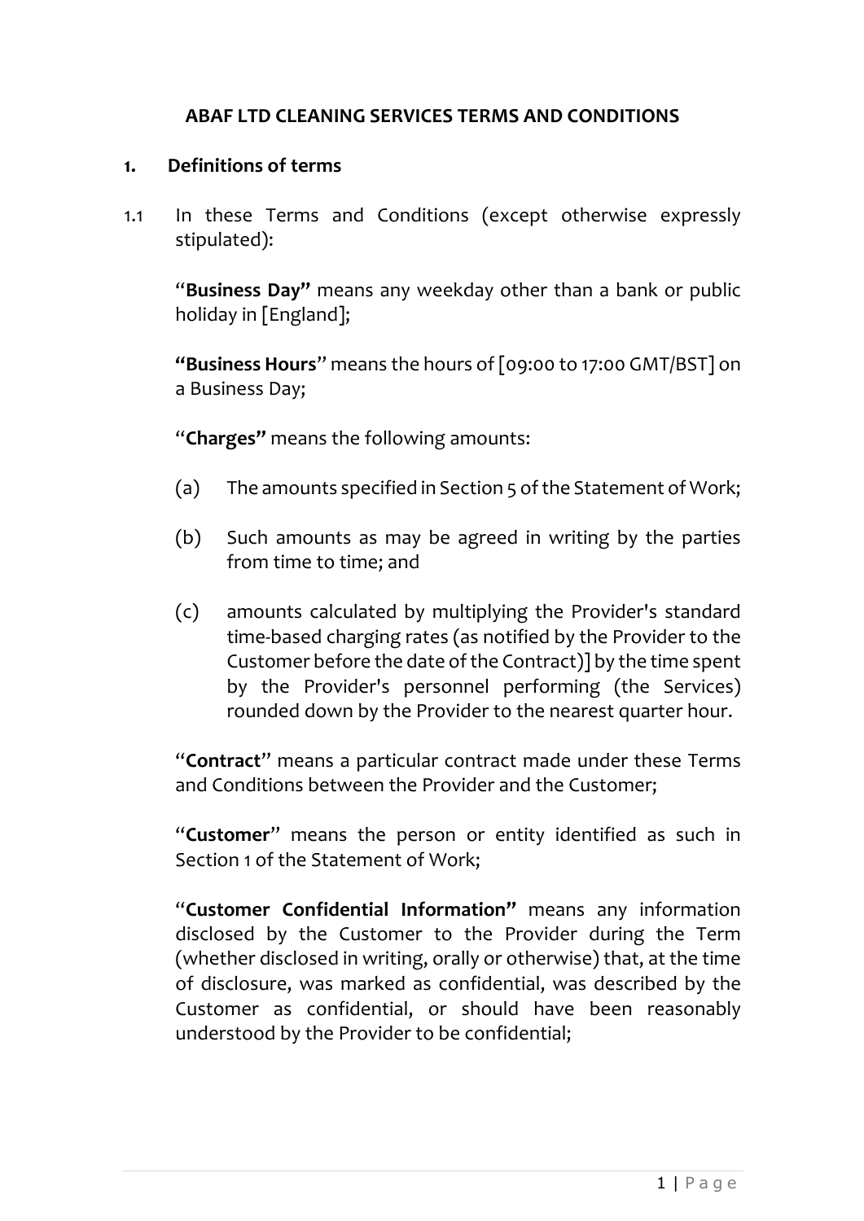# ABAF LTD CLEANING SERVICES TERMS AND CONDITIONS

## 1. Definitions of terms

1.1 In these Terms and Conditions (except otherwise expressly stipulated):

"**Business Day"** means any weekday other than a bank or public holiday in [England];

**"Business Hours**" means the hours of [09:00 to 17:00 GMT/BST] on a Business Day;

"**Charges"** means the following amounts:

(a) The amounts specified in Section 5 of the Statement of Work;

(b) Such amounts as may be agreed in writing by the parties from time to time; and

(c) amounts calculated by multiplying the Provider's standard time-based charging rates (as notified by the Provider to the Customer before the date of the Contract)] by the time spent by the Provider's personnel performing (the Services) rounded down by the Provider to the nearest quarter hour.

"**Contract**" means a particular contract made under these Terms and Conditions between the Provider and the Customer;

"**Customer**" means the person or entity identified as such in Section 1 of the Statement of Work;

"**Customer Confidential Information"** means any information disclosed by the Customer to the Provider during the Term (whether disclosed in writing, orally or otherwise) that, at the time of disclosure, was marked as confidential, was described by the Customer as confidential, or should have been reasonably understood by the Provider to be confidential;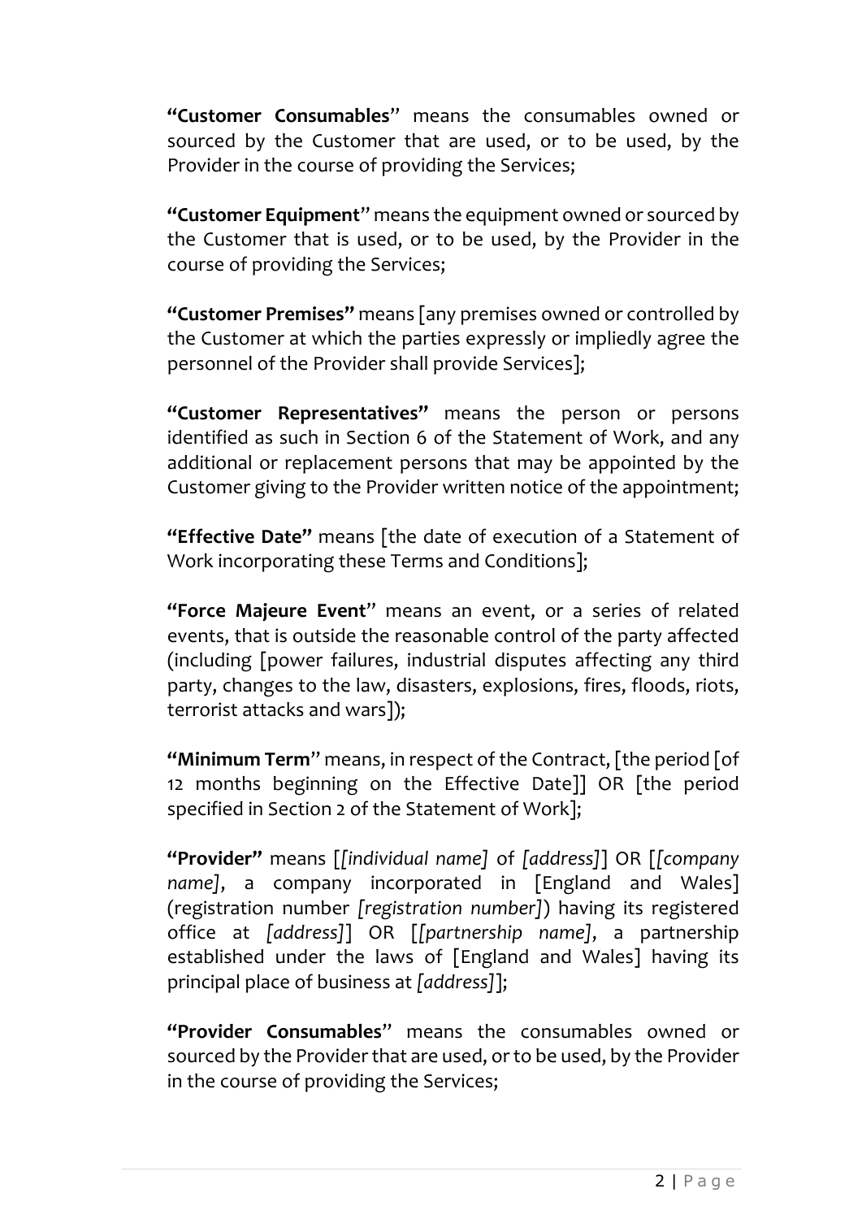**"Customer Consumables**" means the consumables owned or sourced by the Customer that are used, or to be used, by the Provider in the course of providing the Services;

**"Customer Equipment**" means the equipment owned or sourced by the Customer that is used, or to be used, by the Provider in the course of providing the Services;

**"Customer Premises"** means [any premises owned or controlled by the Customer at which the parties expressly or impliedly agree the personnel of the Provider shall provide Services];

**"Customer Representatives"** means the person or persons identified as such in Section 6 of the Statement of Work, and any additional or replacement persons that may be appointed by the Customer giving to the Provider written notice of the appointment;

**"Effective Date"** means [the date of execution of a Statement of Work incorporating these Terms and Conditions];

**"Force Majeure Event**" means an event, or a series of related events, that is outside the reasonable control of the party affected (including [power failures, industrial disputes affecting any third party, changes to the law, disasters, explosions, fires, floods, riots, terrorist attacks and wars]);

**"Minimum Term**" means, in respect of the Contract, [the period [of 12 months beginning on the Effective Date]] OR [the period specified in Section 2 of the Statement of Work];

**"Provider"** means [*[individual name]* of *[address]*] OR [*[company name]*, a company incorporated in [England and Wales] (registration number *[registration number]*) having its registered office at *[address]*] OR [*[partnership name]*, a partnership established under the laws of [England and Wales] having its principal place of business at *[address]*];

**"Provider Consumables**" means the consumables owned or sourced by the Provider that are used, or to be used, by the Provider in the course of providing the Services;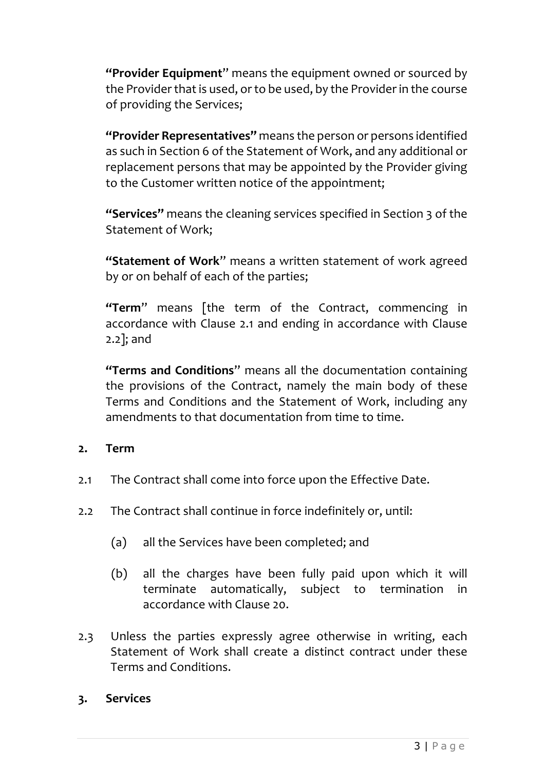**"Provider Equipment"** means the equipment owned or sourced by the Provider that is used, or to be used, by the Provider in the course of providing the Services;

**"Provider Representatives"** means the person or persons identified as such in Section 6 of the Statement of Work, and any additional or replacement persons that may be appointed by the Provider giving to the Customer written notice of the appointment;

**"Services"** means the cleaning services specified in Section 3 of the Statement of Work;

**"Statement of Work"** means a written statement of work agreed by or on behalf of each of the parties;

**"Term"** means [the term of the Contract, commencing in accordance with Clause 2.1 and ending in accordance with Clause 2.2]; and

**"Terms and Conditions"** means all the documentation containing the provisions of the Contract, namely the main body of these Terms and Conditions and the Statement of Work, including any amendments to that documentation from time to time.

## 2. Term

2.1 The Contract shall come into force upon the Effective Date.

2.2 The Contract shall continue in force indefinitely or, until:

(a) all the Services have been completed; and

(b) all the charges have been fully paid upon which it will terminate automatically, subject to termination in accordance with Clause 20.

2.3 Unless the parties expressly agree otherwise in writing, each Statement of Work shall create a distinct contract under these Terms and Conditions.

## 3. Services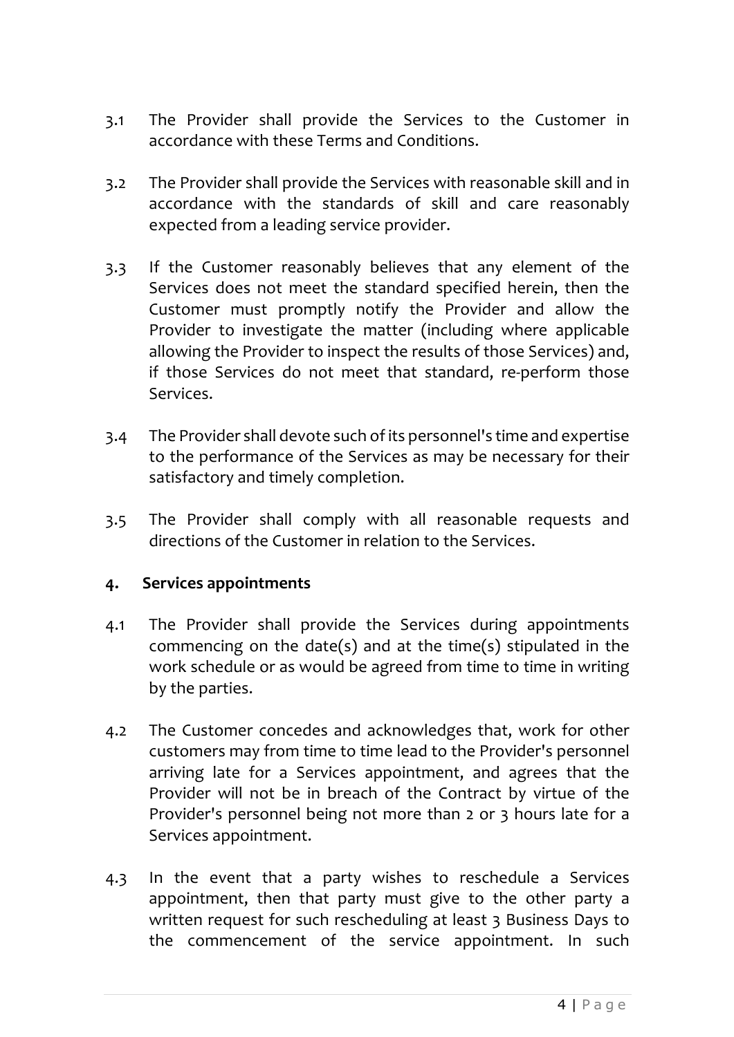3.1 The Provider shall provide the Services to the Customer in accordance with these Terms and Conditions.

3.2 The Provider shall provide the Services with reasonable skill and in accordance with the standards of skill and care reasonably expected from a leading service provider.

3.3 If the Customer reasonably believes that any element of the Services does not meet the standard specified herein, then the Customer must promptly notify the Provider and allow the Provider to investigate the matter (including where applicable allowing the Provider to inspect the results of those Services) and, if those Services do not meet that standard, re-perform those Services.

3.4 The Provider shall devote such of its personnel's time and expertise to the performance of the Services as may be necessary for their satisfactory and timely completion.

3.5 The Provider shall comply with all reasonable requests and directions of the Customer in relation to the Services.

## 4. Services appointments

4.1 The Provider shall provide the Services during appointments commencing on the date(s) and at the time(s) stipulated in the work schedule or as would be agreed from time to time in writing by the parties.

4.2 The Customer concedes and acknowledges that, work for other customers may from time to time lead to the Provider's personnel arriving late for a Services appointment, and agrees that the Provider will not be in breach of the Contract by virtue of the Provider's personnel being not more than 2 or 3 hours late for a Services appointment.

4.3 In the event that a party wishes to reschedule a Services appointment, then that party must give to the other party a written request for such rescheduling at least 3 Business Days to the commencement of the service appointment. In such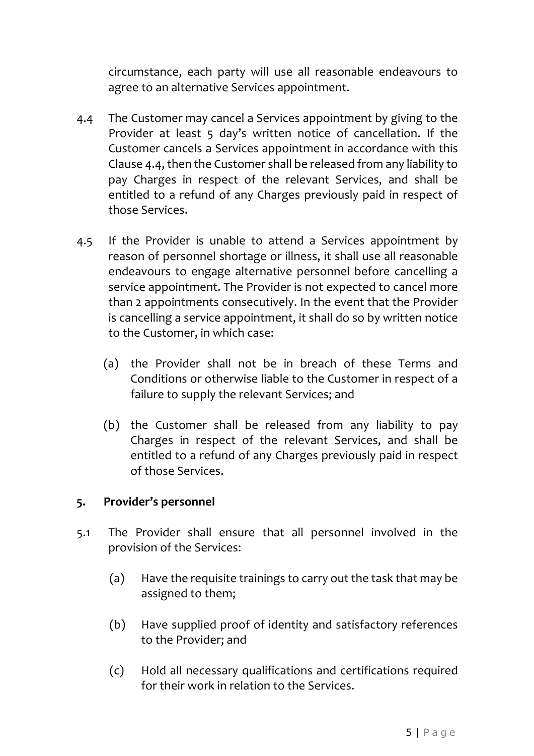circumstance, each party will use all reasonable endeavours to agree to an alternative Services appointment.

4.4 The Customer may cancel a Services appointment by giving to the Provider at least 5 day's written notice of cancellation. If the Customer cancels a Services appointment in accordance with this Clause 4.4, then the Customer shall be released from any liability to pay Charges in respect of the relevant Services, and shall be entitled to a refund of any Charges previously paid in respect of those Services.

4.5 If the Provider is unable to attend a Services appointment by reason of personnel shortage or illness, it shall use all reasonable endeavours to engage alternative personnel before cancelling a service appointment. The Provider is not expected to cancel more than 2 appointments consecutively. In the event that the Provider is cancelling a service appointment, it shall do so by written notice to the Customer, in which case:

(a) the Provider shall not be in breach of these Terms and Conditions or otherwise liable to the Customer in respect of a failure to supply the relevant Services; and

(b) the Customer shall be released from any liability to pay Charges in respect of the relevant Services, and shall be entitled to a refund of any Charges previously paid in respect of those Services.

**5. Provider's personnel**

5.1 The Provider shall ensure that all personnel involved in the provision of the Services:

(a) Have the requisite trainings to carry out the task that may be assigned to them;

(b) Have supplied proof of identity and satisfactory references to the Provider; and

(c) Hold all necessary qualifications and certifications required for their work in relation to the Services.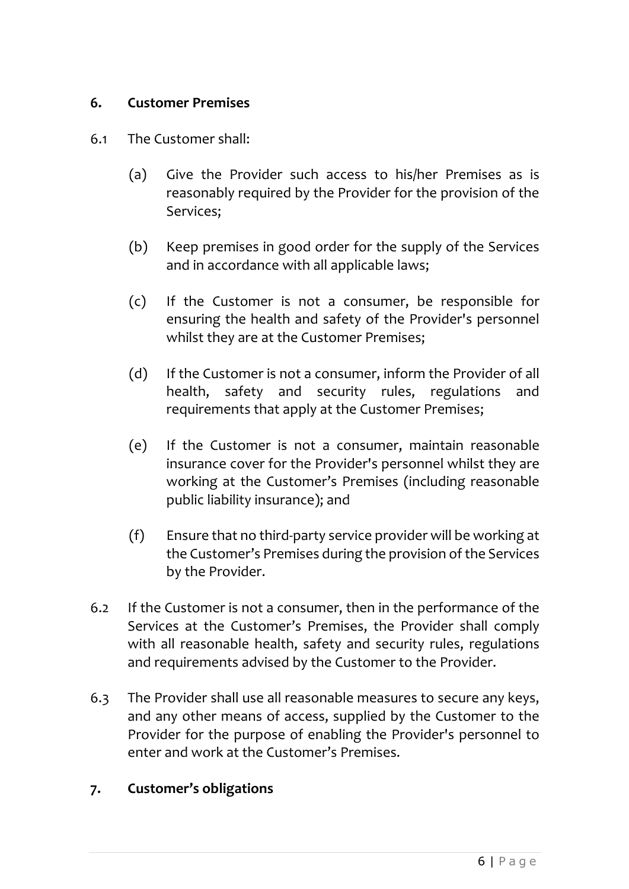## 6. Customer Premises

6.1 The Customer shall:

(a) Give the Provider such access to his/her Premises as is reasonably required by the Provider for the provision of the Services;

(b) Keep premises in good order for the supply of the Services and in accordance with all applicable laws;

(c) If the Customer is not a consumer, be responsible for ensuring the health and safety of the Provider's personnel whilst they are at the Customer Premises;

(d) If the Customer is not a consumer, inform the Provider of all health, safety and security rules, regulations and requirements that apply at the Customer Premises;

(e) If the Customer is not a consumer, maintain reasonable insurance cover for the Provider's personnel whilst they are working at the Customer's Premises (including reasonable public liability insurance); and

(f) Ensure that no third-party service provider will be working at the Customer's Premises during the provision of the Services by the Provider.

6.2 If the Customer is not a consumer, then in the performance of the Services at the Customer's Premises, the Provider shall comply with all reasonable health, safety and security rules, regulations and requirements advised by the Customer to the Provider.

6.3 The Provider shall use all reasonable measures to secure any keys, and any other means of access, supplied by the Customer to the Provider for the purpose of enabling the Provider's personnel to enter and work at the Customer's Premises.

## 7. Customer's obligations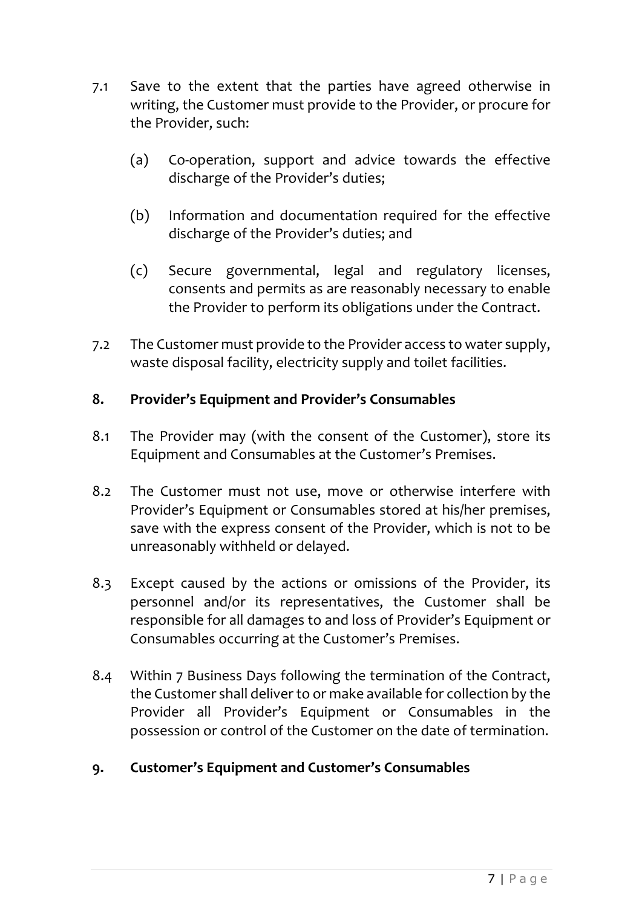7.1 Save to the extent that the parties have agreed otherwise in writing, the Customer must provide to the Provider, or procure for the Provider, such:

   (a) Co-operation, support and advice towards the effective discharge of the Provider's duties;

   (b) Information and documentation required for the effective discharge of the Provider's duties; and

   (c) Secure governmental, legal and regulatory licenses, consents and permits as are reasonably necessary to enable the Provider to perform its obligations under the Contract.

7.2 The Customer must provide to the Provider access to water supply, waste disposal facility, electricity supply and toilet facilities.

## 8. Provider's Equipment and Provider's Consumables

8.1 The Provider may (with the consent of the Customer), store its Equipment and Consumables at the Customer's Premises.

8.2 The Customer must not use, move or otherwise interfere with Provider's Equipment or Consumables stored at his/her premises, save with the express consent of the Provider, which is not to be unreasonably withheld or delayed.

8.3 Except caused by the actions or omissions of the Provider, its personnel and/or its representatives, the Customer shall be responsible for all damages to and loss of Provider's Equipment or Consumables occurring at the Customer's Premises.

8.4 Within 7 Business Days following the termination of the Contract, the Customer shall deliver to or make available for collection by the Provider all Provider's Equipment or Consumables in the possession or control of the Customer on the date of termination.

## 9. Customer's Equipment and Customer's Consumables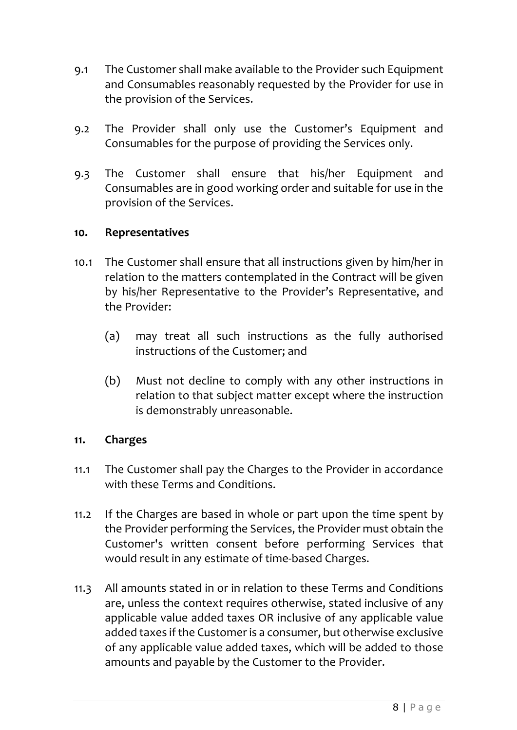9.1 The Customer shall make available to the Provider such Equipment and Consumables reasonably requested by the Provider for use in the provision of the Services.

9.2 The Provider shall only use the Customer's Equipment and Consumables for the purpose of providing the Services only.

9.3 The Customer shall ensure that his/her Equipment and Consumables are in good working order and suitable for use in the provision of the Services.

## 10. Representatives

10.1 The Customer shall ensure that all instructions given by him/her in relation to the matters contemplated in the Contract will be given by his/her Representative to the Provider's Representative, and the Provider:

(a) may treat all such instructions as the fully authorised instructions of the Customer; and

(b) Must not decline to comply with any other instructions in relation to that subject matter except where the instruction is demonstrably unreasonable.

## 11. Charges

11.1 The Customer shall pay the Charges to the Provider in accordance with these Terms and Conditions.

11.2 If the Charges are based in whole or part upon the time spent by the Provider performing the Services, the Provider must obtain the Customer's written consent before performing Services that would result in any estimate of time-based Charges.

11.3 All amounts stated in or in relation to these Terms and Conditions are, unless the context requires otherwise, stated inclusive of any applicable value added taxes OR inclusive of any applicable value added taxes if the Customer is a consumer, but otherwise exclusive of any applicable value added taxes, which will be added to those amounts and payable by the Customer to the Provider.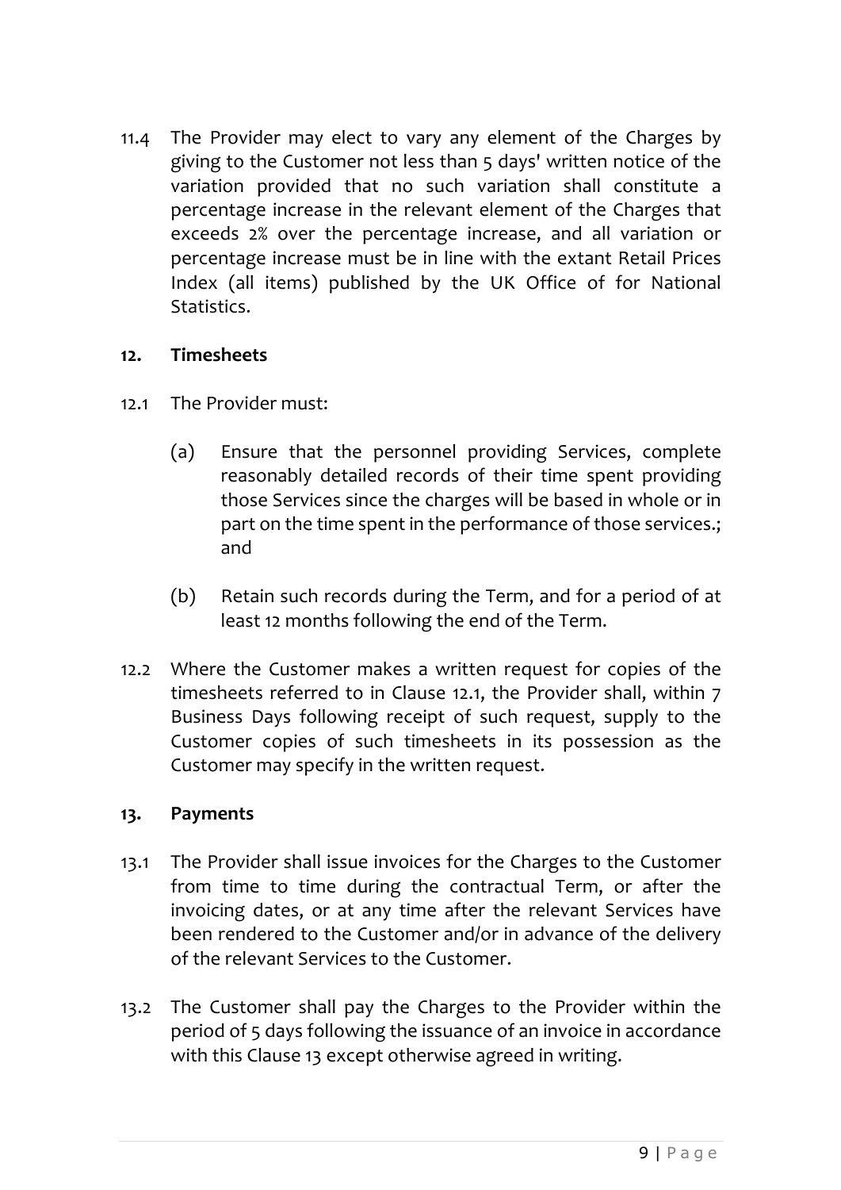11.4 The Provider may elect to vary any element of the Charges by giving to the Customer not less than 5 days' written notice of the variation provided that no such variation shall constitute a percentage increase in the relevant element of the Charges that exceeds 2% over the percentage increase, and all variation or percentage increase must be in line with the extant Retail Prices Index (all items) published by the UK Office of for National Statistics.

## 12. Timesheets

12.1 The Provider must:

(a) Ensure that the personnel providing Services, complete reasonably detailed records of their time spent providing those Services since the charges will be based in whole or in part on the time spent in the performance of those services.; and

(b) Retain such records during the Term, and for a period of at least 12 months following the end of the Term.

12.2 Where the Customer makes a written request for copies of the timesheets referred to in Clause 12.1, the Provider shall, within 7 Business Days following receipt of such request, supply to the Customer copies of such timesheets in its possession as the Customer may specify in the written request.

## 13. Payments

13.1 The Provider shall issue invoices for the Charges to the Customer from time to time during the contractual Term, or after the invoicing dates, or at any time after the relevant Services have been rendered to the Customer and/or in advance of the delivery of the relevant Services to the Customer.

13.2 The Customer shall pay the Charges to the Provider within the period of 5 days following the issuance of an invoice in accordance with this Clause 13 except otherwise agreed in writing.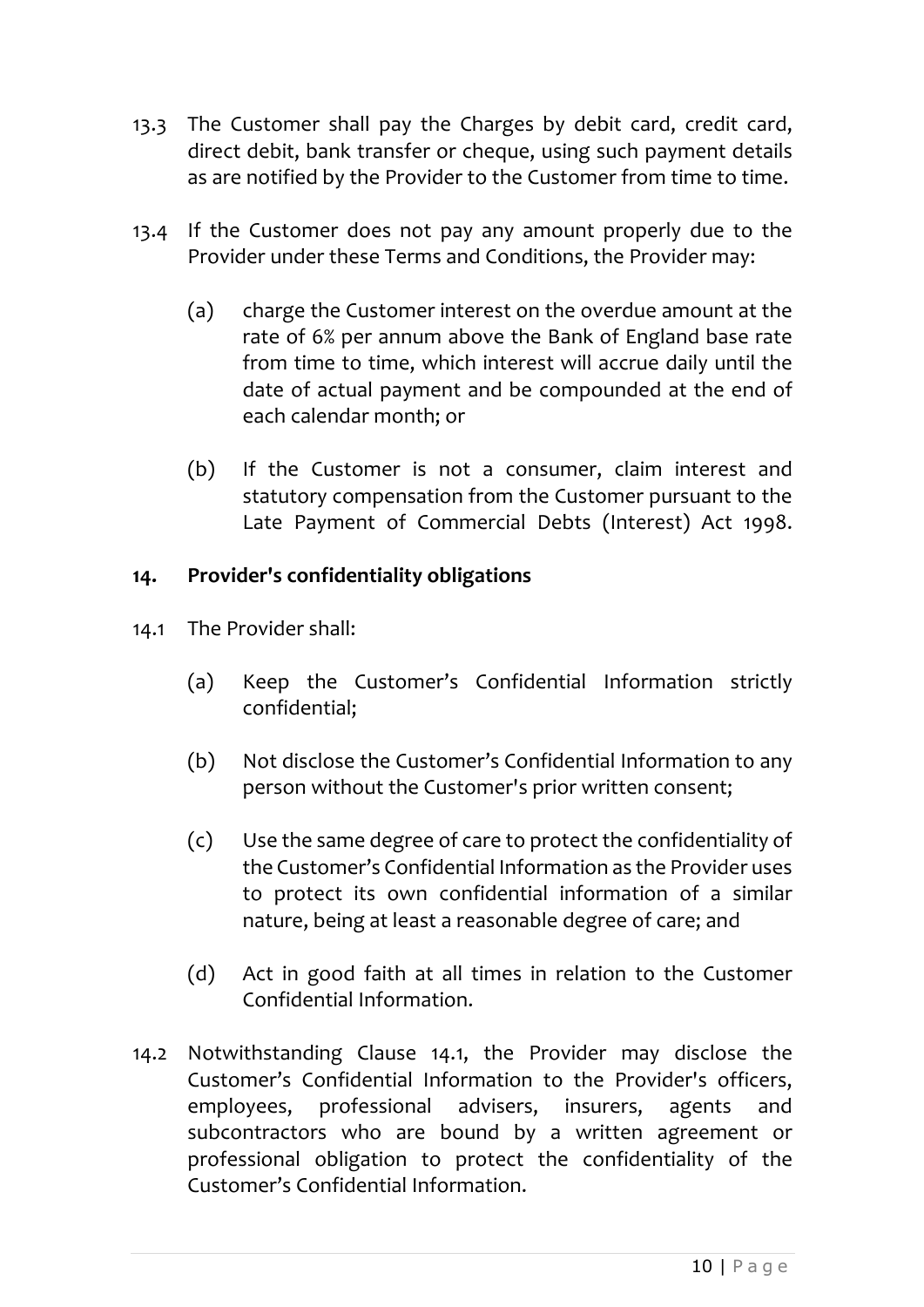13.3 The Customer shall pay the Charges by debit card, credit card, direct debit, bank transfer or cheque, using such payment details as are notified by the Provider to the Customer from time to time.

13.4 If the Customer does not pay any amount properly due to the Provider under these Terms and Conditions, the Provider may:

(a) charge the Customer interest on the overdue amount at the rate of 6% per annum above the Bank of England base rate from time to time, which interest will accrue daily until the date of actual payment and be compounded at the end of each calendar month; or

(b) If the Customer is not a consumer, claim interest and statutory compensation from the Customer pursuant to the Late Payment of Commercial Debts (Interest) Act 1998.

## 14. Provider's confidentiality obligations

14.1 The Provider shall:

(a) Keep the Customer's Confidential Information strictly confidential;

(b) Not disclose the Customer's Confidential Information to any person without the Customer's prior written consent;

(c) Use the same degree of care to protect the confidentiality of the Customer's Confidential Information as the Provider uses to protect its own confidential information of a similar nature, being at least a reasonable degree of care; and

(d) Act in good faith at all times in relation to the Customer Confidential Information.

14.2 Notwithstanding Clause 14.1, the Provider may disclose the Customer's Confidential Information to the Provider's officers, employees, professional advisers, insurers, agents and subcontractors who are bound by a written agreement or professional obligation to protect the confidentiality of the Customer's Confidential Information.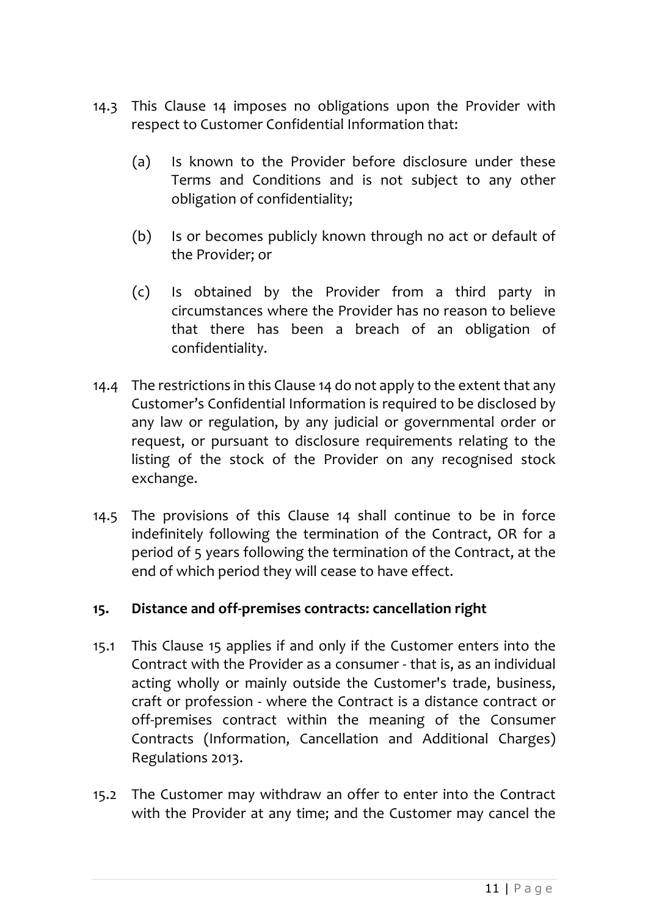14.3 This Clause 14 imposes no obligations upon the Provider with respect to Customer Confidential Information that:

  (a) Is known to the Provider before disclosure under these Terms and Conditions and is not subject to any other obligation of confidentiality;

  (b) Is or becomes publicly known through no act or default of the Provider; or

  (c) Is obtained by the Provider from a third party in circumstances where the Provider has no reason to believe that there has been a breach of an obligation of confidentiality.

14.4 The restrictions in this Clause 14 do not apply to the extent that any Customer's Confidential Information is required to be disclosed by any law or regulation, by any judicial or governmental order or request, or pursuant to disclosure requirements relating to the listing of the stock of the Provider on any recognised stock exchange.

14.5 The provisions of this Clause 14 shall continue to be in force indefinitely following the termination of the Contract, OR for a period of 5 years following the termination of the Contract, at the end of which period they will cease to have effect.

**15. Distance and off-premises contracts: cancellation right**

15.1 This Clause 15 applies if and only if the Customer enters into the Contract with the Provider as a consumer - that is, as an individual acting wholly or mainly outside the Customer's trade, business, craft or profession - where the Contract is a distance contract or off-premises contract within the meaning of the Consumer Contracts (Information, Cancellation and Additional Charges) Regulations 2013.

15.2 The Customer may withdraw an offer to enter into the Contract with the Provider at any time; and the Customer may cancel the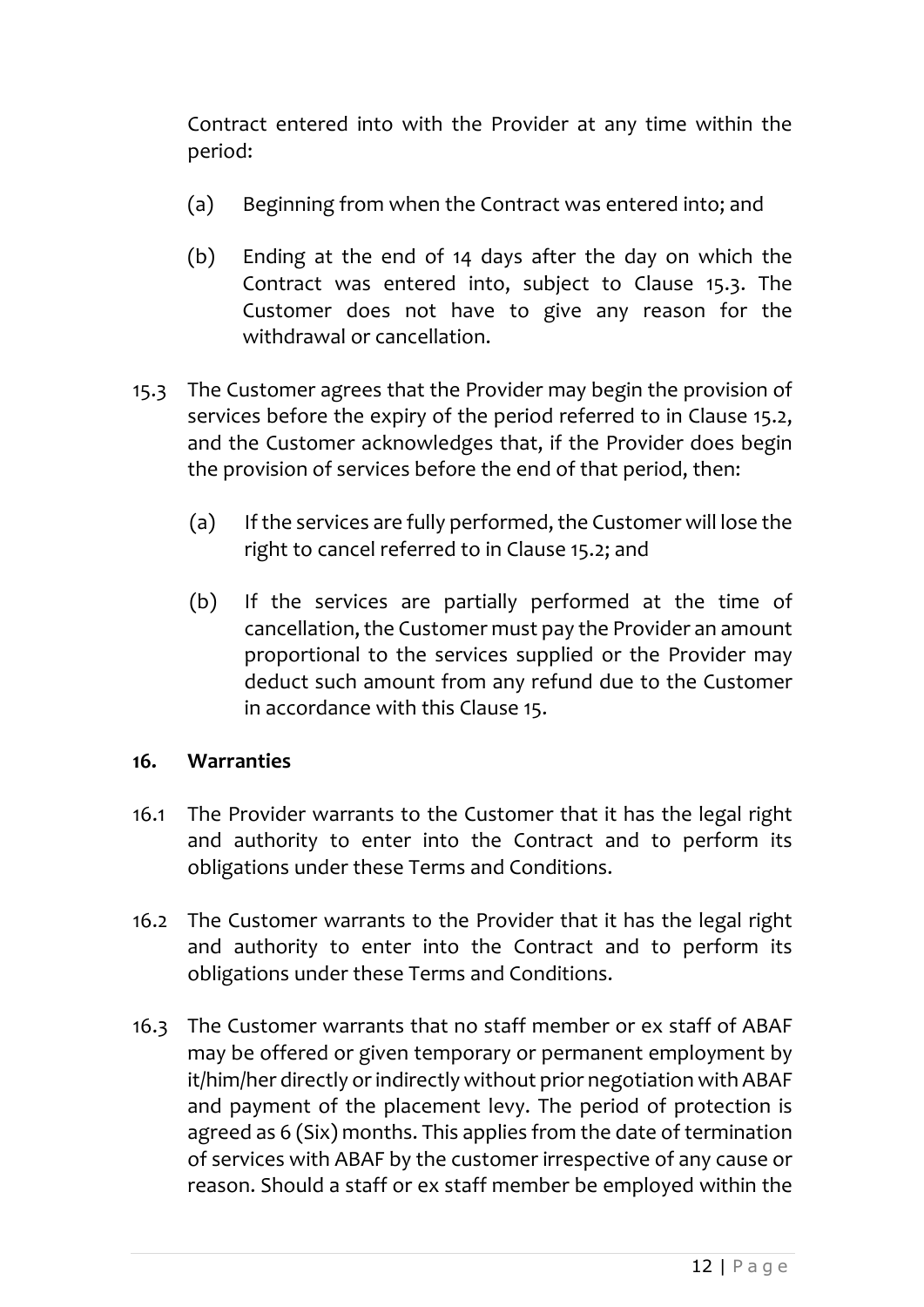Contract entered into with the Provider at any time within the period:

(a) Beginning from when the Contract was entered into; and

(b) Ending at the end of 14 days after the day on which the Contract was entered into, subject to Clause 15.3. The Customer does not have to give any reason for the withdrawal or cancellation.

15.3 The Customer agrees that the Provider may begin the provision of services before the expiry of the period referred to in Clause 15.2, and the Customer acknowledges that, if the Provider does begin the provision of services before the end of that period, then:

(a) If the services are fully performed, the Customer will lose the right to cancel referred to in Clause 15.2; and

(b) If the services are partially performed at the time of cancellation, the Customer must pay the Provider an amount proportional to the services supplied or the Provider may deduct such amount from any refund due to the Customer in accordance with this Clause 15.

**16. Warranties**

16.1 The Provider warrants to the Customer that it has the legal right and authority to enter into the Contract and to perform its obligations under these Terms and Conditions.

16.2 The Customer warrants to the Provider that it has the legal right and authority to enter into the Contract and to perform its obligations under these Terms and Conditions.

16.3 The Customer warrants that no staff member or ex staff of ABAF may be offered or given temporary or permanent employment by it/him/her directly or indirectly without prior negotiation with ABAF and payment of the placement levy. The period of protection is agreed as 6 (Six) months. This applies from the date of termination of services with ABAF by the customer irrespective of any cause or reason. Should a staff or ex staff member be employed within the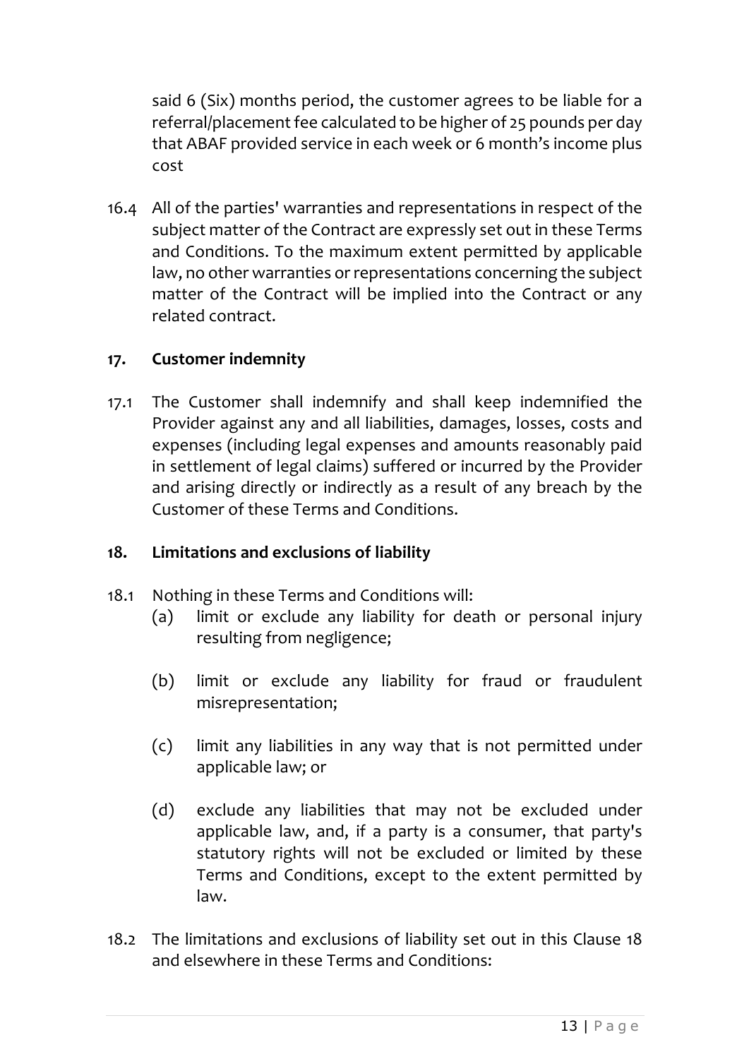said 6 (Six) months period, the customer agrees to be liable for a referral/placement fee calculated to be higher of 25 pounds per day that ABAF provided service in each week or 6 month's income plus cost

16.4 All of the parties' warranties and representations in respect of the subject matter of the Contract are expressly set out in these Terms and Conditions. To the maximum extent permitted by applicable law, no other warranties or representations concerning the subject matter of the Contract will be implied into the Contract or any related contract.

## 17. Customer indemnity

17.1 The Customer shall indemnify and shall keep indemnified the Provider against any and all liabilities, damages, losses, costs and expenses (including legal expenses and amounts reasonably paid in settlement of legal claims) suffered or incurred by the Provider and arising directly or indirectly as a result of any breach by the Customer of these Terms and Conditions.

## 18. Limitations and exclusions of liability

18.1 Nothing in these Terms and Conditions will:

(a) limit or exclude any liability for death or personal injury resulting from negligence;

(b) limit or exclude any liability for fraud or fraudulent misrepresentation;

(c) limit any liabilities in any way that is not permitted under applicable law; or

(d) exclude any liabilities that may not be excluded under applicable law, and, if a party is a consumer, that party's statutory rights will not be excluded or limited by these Terms and Conditions, except to the extent permitted by law.

18.2 The limitations and exclusions of liability set out in this Clause 18 and elsewhere in these Terms and Conditions: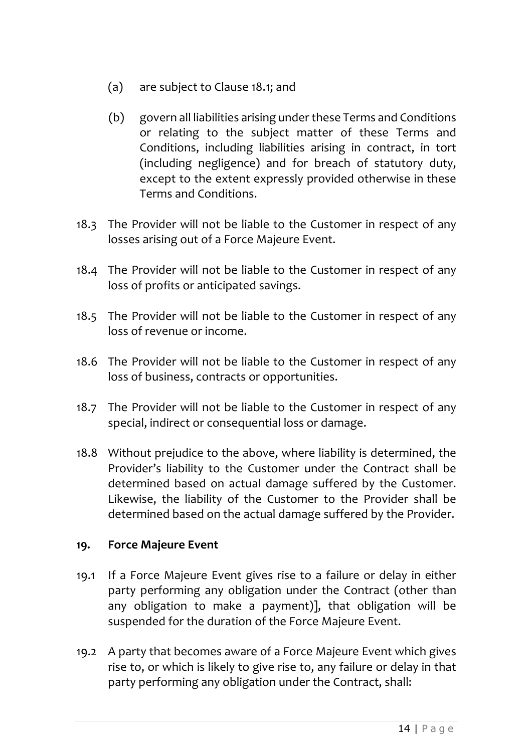(a) are subject to Clause 18.1; and

(b) govern all liabilities arising under these Terms and Conditions or relating to the subject matter of these Terms and Conditions, including liabilities arising in contract, in tort (including negligence) and for breach of statutory duty, except to the extent expressly provided otherwise in these Terms and Conditions.

18.3 The Provider will not be liable to the Customer in respect of any losses arising out of a Force Majeure Event.

18.4 The Provider will not be liable to the Customer in respect of any loss of profits or anticipated savings.

18.5 The Provider will not be liable to the Customer in respect of any loss of revenue or income.

18.6 The Provider will not be liable to the Customer in respect of any loss of business, contracts or opportunities.

18.7 The Provider will not be liable to the Customer in respect of any special, indirect or consequential loss or damage.

18.8 Without prejudice to the above, where liability is determined, the Provider's liability to the Customer under the Contract shall be determined based on actual damage suffered by the Customer. Likewise, the liability of the Customer to the Provider shall be determined based on the actual damage suffered by the Provider.

## 19. Force Majeure Event

19.1 If a Force Majeure Event gives rise to a failure or delay in either party performing any obligation under the Contract (other than any obligation to make a payment)], that obligation will be suspended for the duration of the Force Majeure Event.

19.2 A party that becomes aware of a Force Majeure Event which gives rise to, or which is likely to give rise to, any failure or delay in that party performing any obligation under the Contract, shall: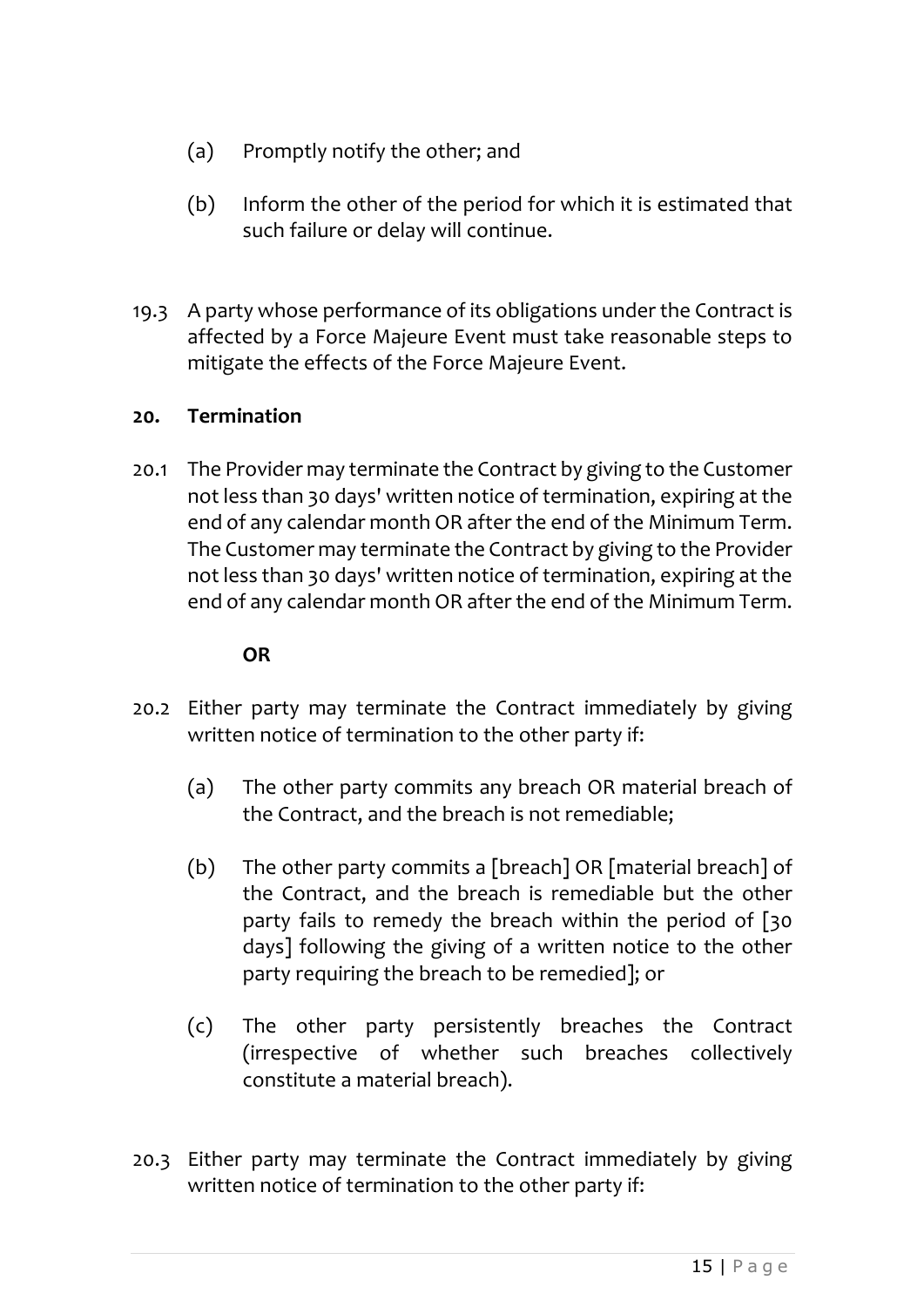(a) Promptly notify the other; and

(b) Inform the other of the period for which it is estimated that such failure or delay will continue.

19.3 A party whose performance of its obligations under the Contract is affected by a Force Majeure Event must take reasonable steps to mitigate the effects of the Force Majeure Event.

## 20. Termination

20.1 The Provider may terminate the Contract by giving to the Customer not less than 30 days' written notice of termination, expiring at the end of any calendar month OR after the end of the Minimum Term. The Customer may terminate the Contract by giving to the Provider not less than 30 days' written notice of termination, expiring at the end of any calendar month OR after the end of the Minimum Term.

**OR**

20.2 Either party may terminate the Contract immediately by giving written notice of termination to the other party if:

(a) The other party commits any breach OR material breach of the Contract, and the breach is not remediable;

(b) The other party commits a [breach] OR [material breach] of the Contract, and the breach is remediable but the other party fails to remedy the breach within the period of [30 days] following the giving of a written notice to the other party requiring the breach to be remedied]; or

(c) The other party persistently breaches the Contract (irrespective of whether such breaches collectively constitute a material breach).

20.3 Either party may terminate the Contract immediately by giving written notice of termination to the other party if: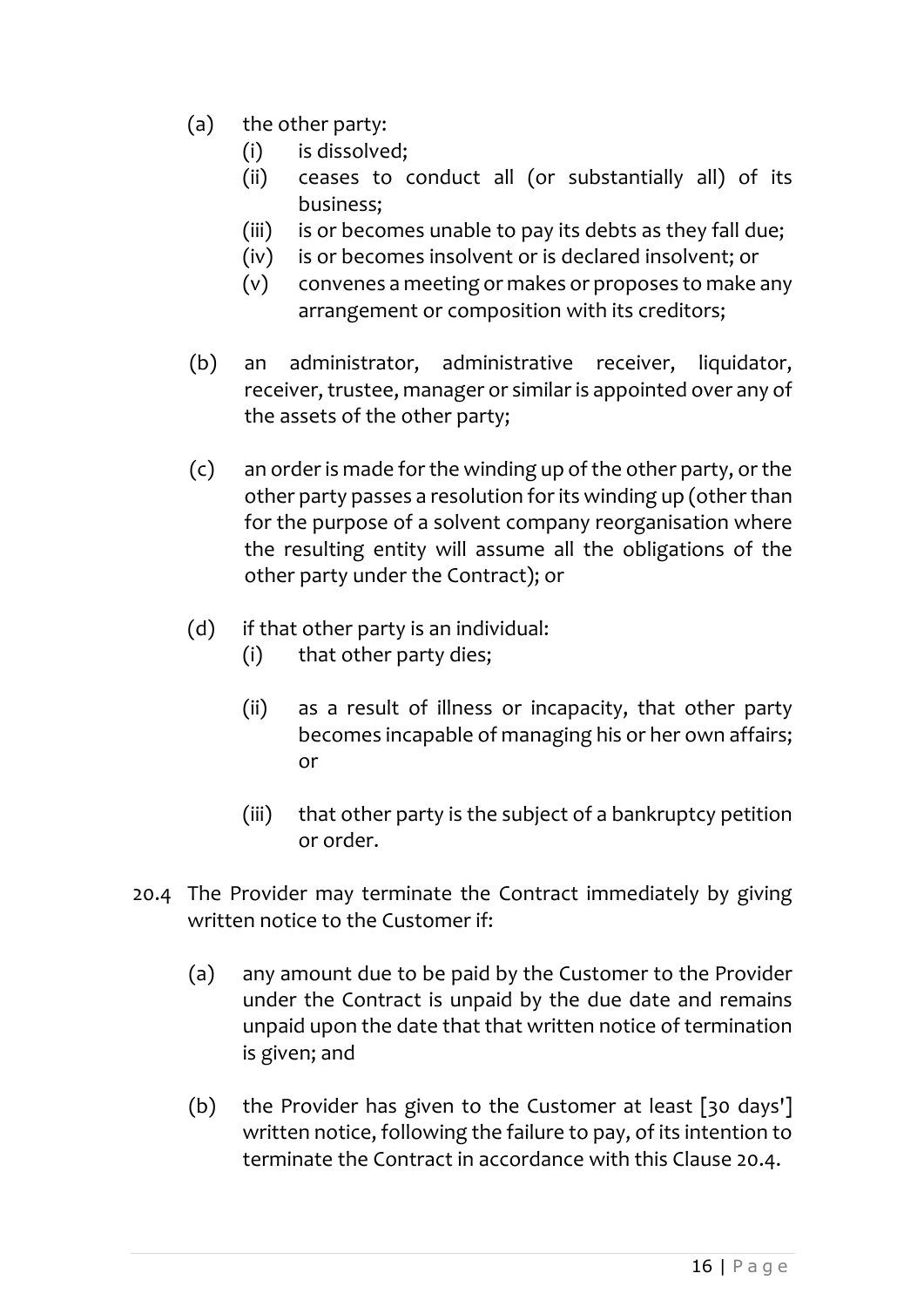(a) the other party:
   (i) is dissolved;
   (ii) ceases to conduct all (or substantially all) of its business;
   (iii) is or becomes unable to pay its debts as they fall due;
   (iv) is or becomes insolvent or is declared insolvent; or
   (v) convenes a meeting or makes or proposes to make any arrangement or composition with its creditors;

(b) an administrator, administrative receiver, liquidator, receiver, trustee, manager or similar is appointed over any of the assets of the other party;

(c) an order is made for the winding up of the other party, or the other party passes a resolution for its winding up (other than for the purpose of a solvent company reorganisation where the resulting entity will assume all the obligations of the other party under the Contract); or

(d) if that other party is an individual:
   (i) that other party dies;
   (ii) as a result of illness or incapacity, that other party becomes incapable of managing his or her own affairs; or
   (iii) that other party is the subject of a bankruptcy petition or order.

20.4 The Provider may terminate the Contract immediately by giving written notice to the Customer if:

(a) any amount due to be paid by the Customer to the Provider under the Contract is unpaid by the due date and remains unpaid upon the date that that written notice of termination is given; and

(b) the Provider has given to the Customer at least [30 days'] written notice, following the failure to pay, of its intention to terminate the Contract in accordance with this Clause 20.4.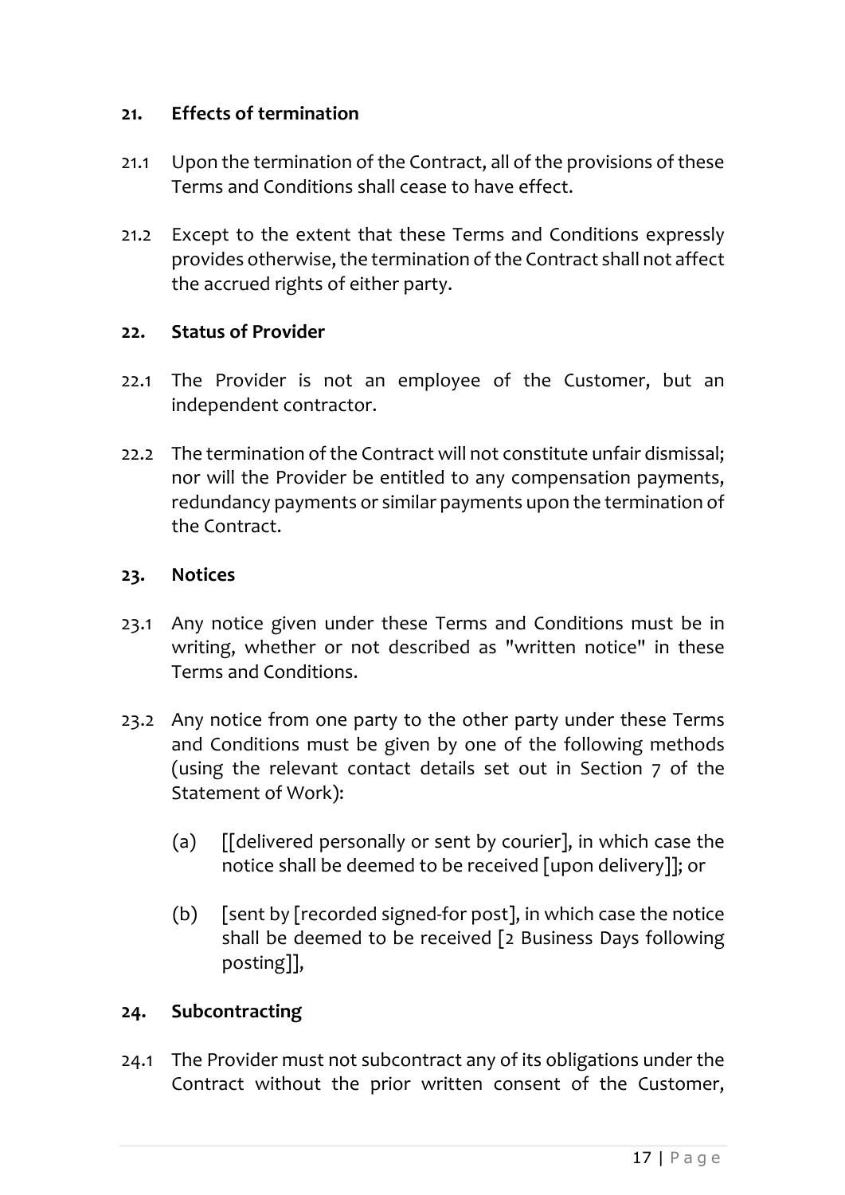## 21. Effects of termination

21.1 Upon the termination of the Contract, all of the provisions of these Terms and Conditions shall cease to have effect.

21.2 Except to the extent that these Terms and Conditions expressly provides otherwise, the termination of the Contract shall not affect the accrued rights of either party.

## 22. Status of Provider

22.1 The Provider is not an employee of the Customer, but an independent contractor.

22.2 The termination of the Contract will not constitute unfair dismissal; nor will the Provider be entitled to any compensation payments, redundancy payments or similar payments upon the termination of the Contract.

## 23. Notices

23.1 Any notice given under these Terms and Conditions must be in writing, whether or not described as "written notice" in these Terms and Conditions.

23.2 Any notice from one party to the other party under these Terms and Conditions must be given by one of the following methods (using the relevant contact details set out in Section 7 of the Statement of Work):

(a) [[delivered personally or sent by courier], in which case the notice shall be deemed to be received [upon delivery]]; or

(b) [sent by [recorded signed-for post], in which case the notice shall be deemed to be received [2 Business Days following posting]],

## 24. Subcontracting

24.1 The Provider must not subcontract any of its obligations under the Contract without the prior written consent of the Customer,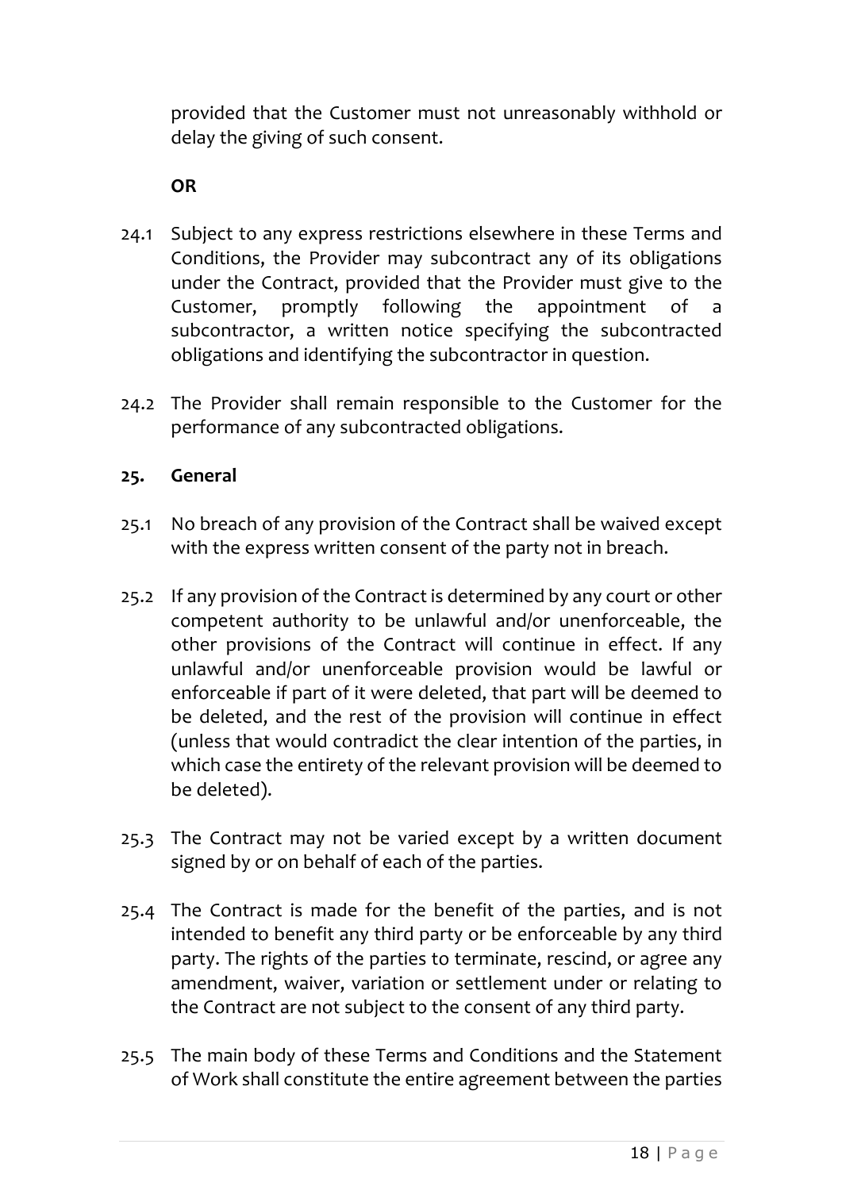provided that the Customer must not unreasonably withhold or delay the giving of such consent.

**OR**

24.1 Subject to any express restrictions elsewhere in these Terms and Conditions, the Provider may subcontract any of its obligations under the Contract, provided that the Provider must give to the Customer, promptly following the appointment of a subcontractor, a written notice specifying the subcontracted obligations and identifying the subcontractor in question.

24.2 The Provider shall remain responsible to the Customer for the performance of any subcontracted obligations.

## 25. General

25.1 No breach of any provision of the Contract shall be waived except with the express written consent of the party not in breach.

25.2 If any provision of the Contract is determined by any court or other competent authority to be unlawful and/or unenforceable, the other provisions of the Contract will continue in effect. If any unlawful and/or unenforceable provision would be lawful or enforceable if part of it were deleted, that part will be deemed to be deleted, and the rest of the provision will continue in effect (unless that would contradict the clear intention of the parties, in which case the entirety of the relevant provision will be deemed to be deleted).

25.3 The Contract may not be varied except by a written document signed by or on behalf of each of the parties.

25.4 The Contract is made for the benefit of the parties, and is not intended to benefit any third party or be enforceable by any third party. The rights of the parties to terminate, rescind, or agree any amendment, waiver, variation or settlement under or relating to the Contract are not subject to the consent of any third party.

25.5 The main body of these Terms and Conditions and the Statement of Work shall constitute the entire agreement between the parties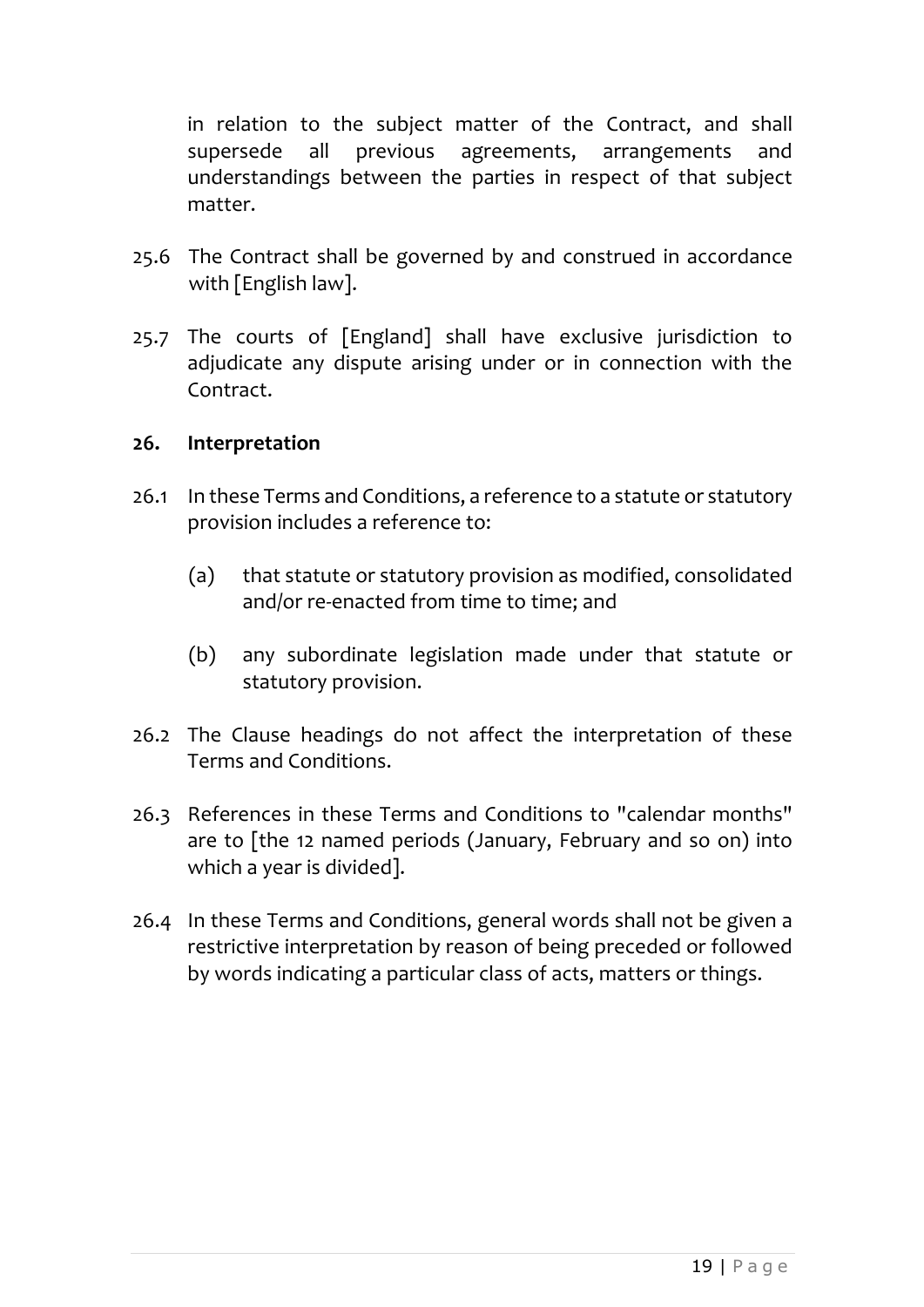in relation to the subject matter of the Contract, and shall supersede all previous agreements, arrangements and understandings between the parties in respect of that subject matter.

25.6 The Contract shall be governed by and construed in accordance with [English law].

25.7 The courts of [England] shall have exclusive jurisdiction to adjudicate any dispute arising under or in connection with the Contract.

**26. Interpretation**

26.1 In these Terms and Conditions, a reference to a statute or statutory provision includes a reference to:

(a) that statute or statutory provision as modified, consolidated and/or re-enacted from time to time; and

(b) any subordinate legislation made under that statute or statutory provision.

26.2 The Clause headings do not affect the interpretation of these Terms and Conditions.

26.3 References in these Terms and Conditions to "calendar months" are to [the 12 named periods (January, February and so on) into which a year is divided].

26.4 In these Terms and Conditions, general words shall not be given a restrictive interpretation by reason of being preceded or followed by words indicating a particular class of acts, matters or things.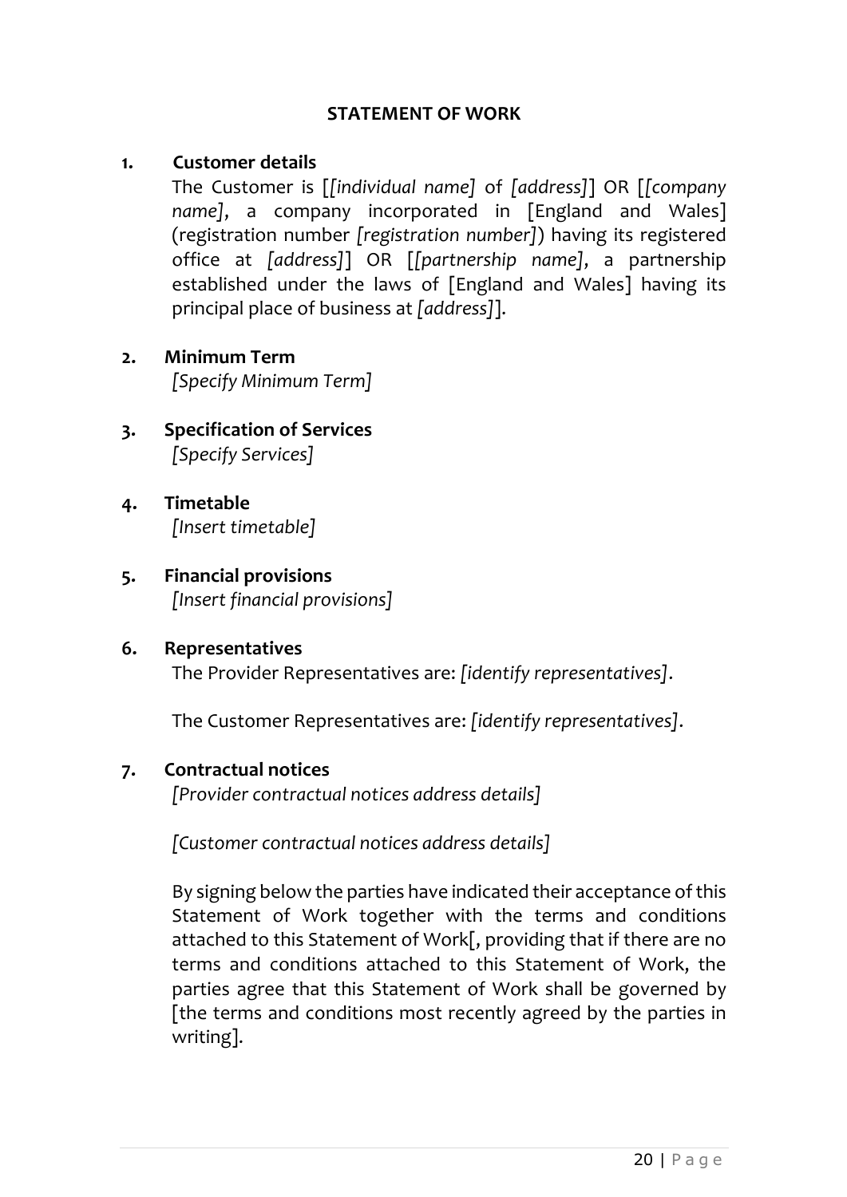**STATEMENT OF WORK**

**1. Customer details**

The Customer is [*[individual name]* of *[address]*] OR [*[company name]*, a company incorporated in [England and Wales] (registration number *[registration number]*) having its registered office at *[address]*] OR [*[partnership name]*, a partnership established under the laws of [England and Wales] having its principal place of business at *[address]*].

**2. Minimum Term**

*[Specify Minimum Term]*

**3. Specification of Services**

*[Specify Services]*

**4. Timetable**

*[Insert timetable]*

**5. Financial provisions**

*[Insert financial provisions]*

**6. Representatives**

The Provider Representatives are: *[identify representatives]*.

The Customer Representatives are: *[identify representatives]*.

**7. Contractual notices**

*[Provider contractual notices address details]*

*[Customer contractual notices address details]*

By signing below the parties have indicated their acceptance of this Statement of Work together with the terms and conditions attached to this Statement of Work[, providing that if there are no terms and conditions attached to this Statement of Work, the parties agree that this Statement of Work shall be governed by [the terms and conditions most recently agreed by the parties in writing].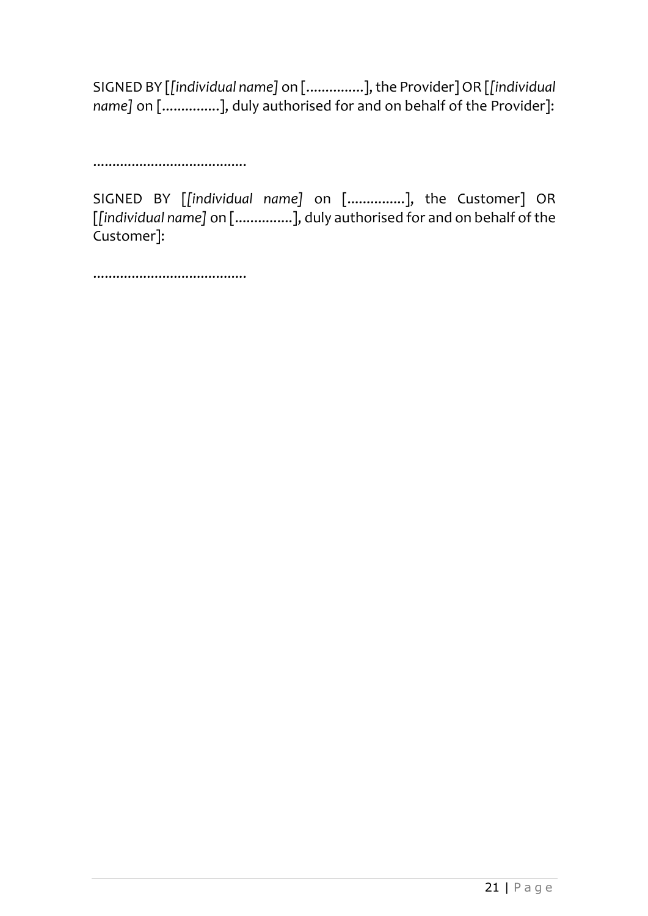SIGNED BY [*[individual name]* on [...............], the Provider] OR [*[individual name]* on [...............], duly authorised for and on behalf of the Provider]:

........................................

SIGNED BY [*[individual name]* on [...............], the Customer] OR [*[individual name]* on [...............], duly authorised for and on behalf of the Customer]:

........................................